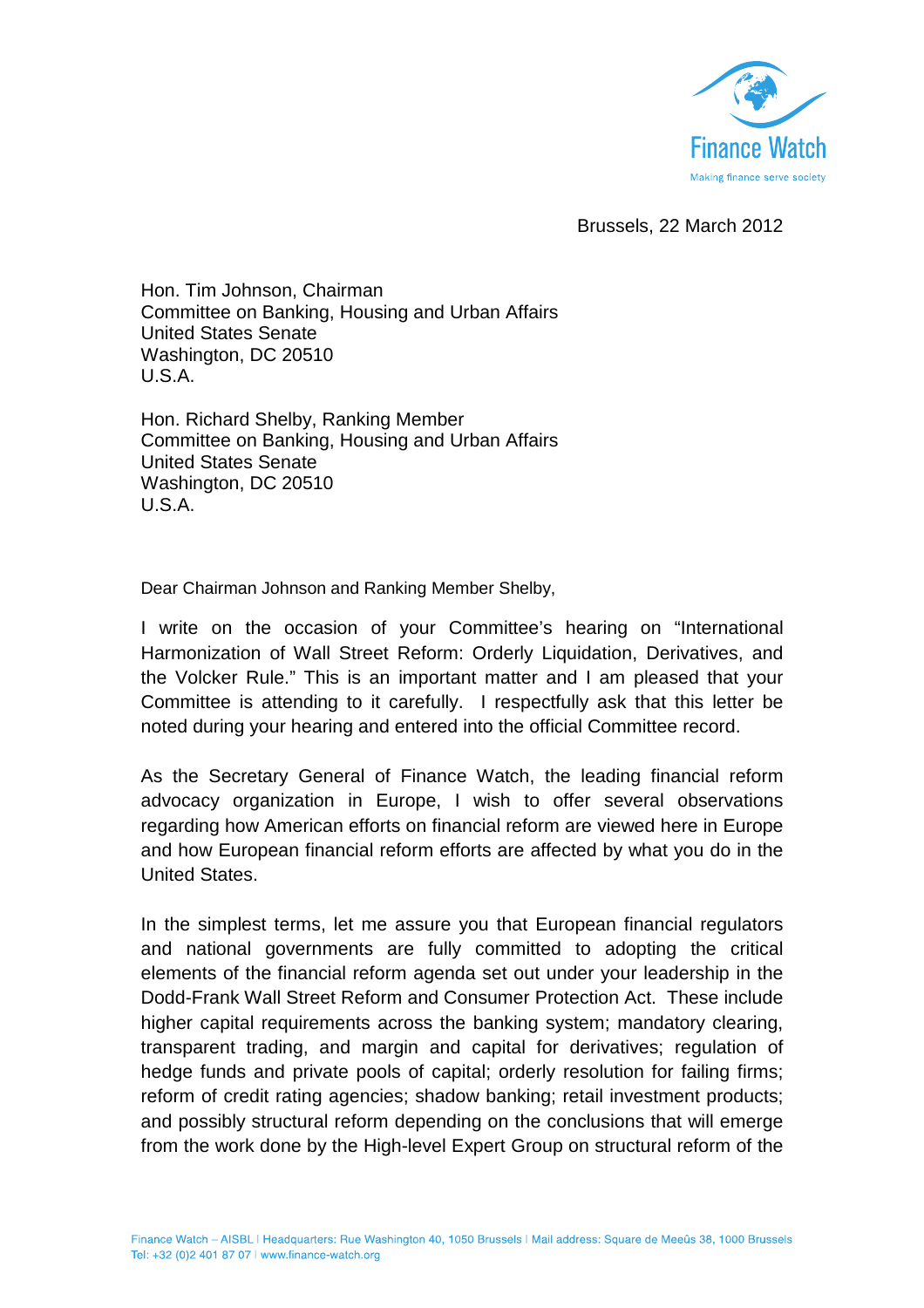Finance Watch

Making finance serve society

Brussels, 22 March 2012

Hon. Tim Johnson, Chairman
Committee on Banking, Housing and Urban Affairs
United States Senate
Washington, DC 20510
U.S.A.

Hon. Richard Shelby, Ranking Member
Committee on Banking, Housing and Urban Affairs
United States Senate
Washington, DC 20510
U.S.A.

Dear Chairman Johnson and Ranking Member Shelby,

I write on the occasion of your Committee's hearing on "International Harmonization of Wall Street Reform: Orderly Liquidation, Derivatives, and the Volcker Rule." This is an important matter and I am pleased that your Committee is attending to it carefully. I respectfully ask that this letter be noted during your hearing and entered into the official Committee record.

As the Secretary General of Finance Watch, the leading financial reform advocacy organization in Europe, I wish to offer several observations regarding how American efforts on financial reform are viewed here in Europe and how European financial reform efforts are affected by what you do in the United States.

In the simplest terms, let me assure you that European financial regulators and national governments are fully committed to adopting the critical elements of the financial reform agenda set out under your leadership in the Dodd-Frank Wall Street Reform and Consumer Protection Act. These include higher capital requirements across the banking system; mandatory clearing, transparent trading, and margin and capital for derivatives; regulation of hedge funds and private pools of capital; orderly resolution for failing firms; reform of credit rating agencies; shadow banking; retail investment products; and possibly structural reform depending on the conclusions that will emerge from the work done by the High-level Expert Group on structural reform of the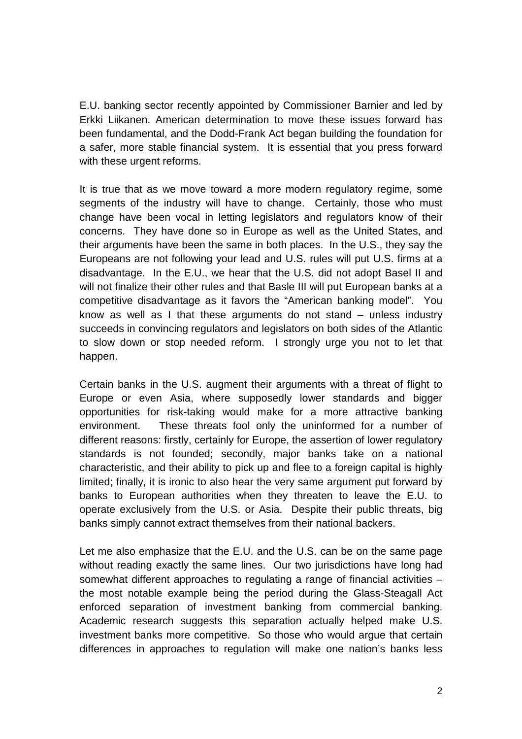E.U. banking sector recently appointed by Commissioner Barnier and led by Erkki Liikanen. American determination to move these issues forward has been fundamental, and the Dodd-Frank Act began building the foundation for a safer, more stable financial system. It is essential that you press forward with these urgent reforms.

It is true that as we move toward a more modern regulatory regime, some segments of the industry will have to change. Certainly, those who must change have been vocal in letting legislators and regulators know of their concerns. They have done so in Europe as well as the United States, and their arguments have been the same in both places. In the U.S., they say the Europeans are not following your lead and U.S. rules will put U.S. firms at a disadvantage. In the E.U., we hear that the U.S. did not adopt Basel II and will not finalize their other rules and that Basle III will put European banks at a competitive disadvantage as it favors the "American banking model". You know as well as I that these arguments do not stand – unless industry succeeds in convincing regulators and legislators on both sides of the Atlantic to slow down or stop needed reform. I strongly urge you not to let that happen.

Certain banks in the U.S. augment their arguments with a threat of flight to Europe or even Asia, where supposedly lower standards and bigger opportunities for risk-taking would make for a more attractive banking environment. These threats fool only the uninformed for a number of different reasons: firstly, certainly for Europe, the assertion of lower regulatory standards is not founded; secondly, major banks take on a national characteristic, and their ability to pick up and flee to a foreign capital is highly limited; finally, it is ironic to also hear the very same argument put forward by banks to European authorities when they threaten to leave the E.U. to operate exclusively from the U.S. or Asia. Despite their public threats, big banks simply cannot extract themselves from their national backers.

Let me also emphasize that the E.U. and the U.S. can be on the same page without reading exactly the same lines. Our two jurisdictions have long had somewhat different approaches to regulating a range of financial activities – the most notable example being the period during the Glass-Steagall Act enforced separation of investment banking from commercial banking. Academic research suggests this separation actually helped make U.S. investment banks more competitive. So those who would argue that certain differences in approaches to regulation will make one nation's banks less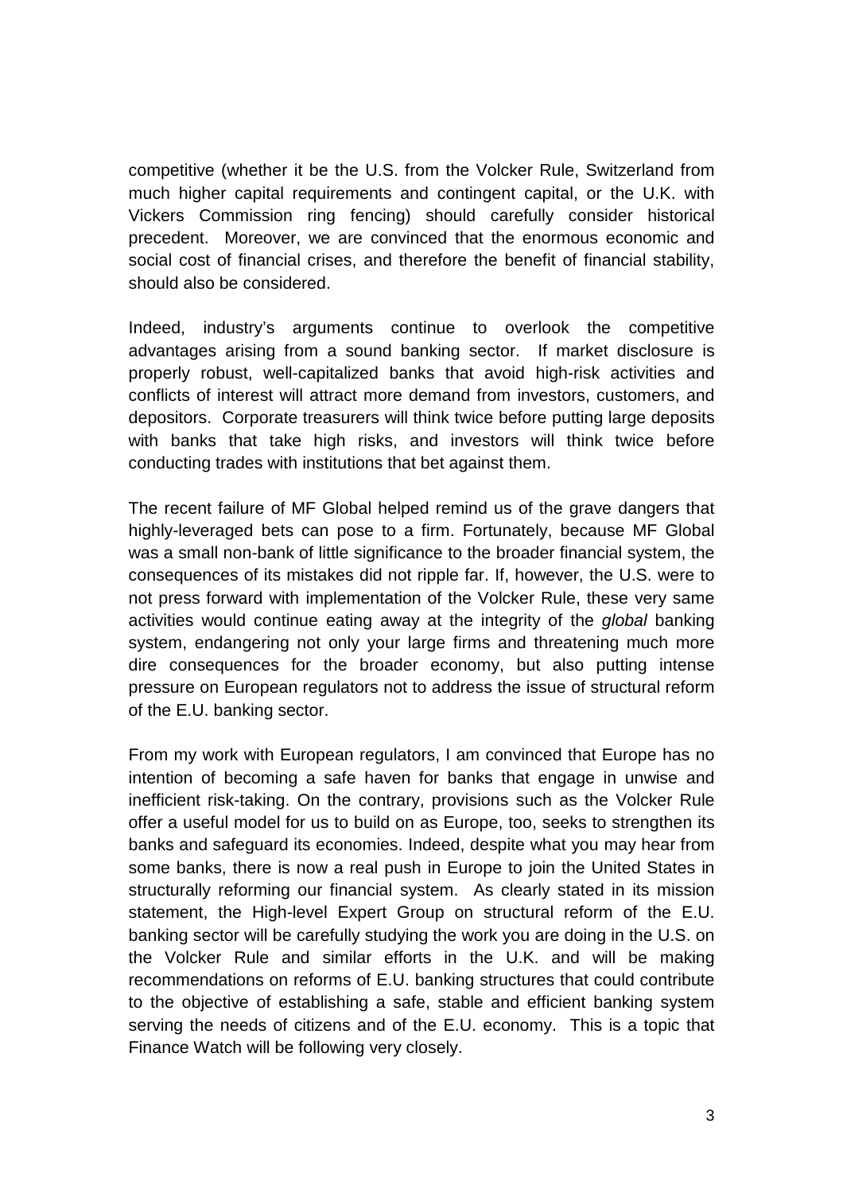competitive (whether it be the U.S. from the Volcker Rule, Switzerland from much higher capital requirements and contingent capital, or the U.K. with Vickers Commission ring fencing) should carefully consider historical precedent. Moreover, we are convinced that the enormous economic and social cost of financial crises, and therefore the benefit of financial stability, should also be considered.

Indeed, industry's arguments continue to overlook the competitive advantages arising from a sound banking sector. If market disclosure is properly robust, well-capitalized banks that avoid high-risk activities and conflicts of interest will attract more demand from investors, customers, and depositors. Corporate treasurers will think twice before putting large deposits with banks that take high risks, and investors will think twice before conducting trades with institutions that bet against them.

The recent failure of MF Global helped remind us of the grave dangers that highly-leveraged bets can pose to a firm. Fortunately, because MF Global was a small non-bank of little significance to the broader financial system, the consequences of its mistakes did not ripple far. If, however, the U.S. were to not press forward with implementation of the Volcker Rule, these very same activities would continue eating away at the integrity of the *global* banking system, endangering not only your large firms and threatening much more dire consequences for the broader economy, but also putting intense pressure on European regulators not to address the issue of structural reform of the E.U. banking sector.

From my work with European regulators, I am convinced that Europe has no intention of becoming a safe haven for banks that engage in unwise and inefficient risk-taking. On the contrary, provisions such as the Volcker Rule offer a useful model for us to build on as Europe, too, seeks to strengthen its banks and safeguard its economies. Indeed, despite what you may hear from some banks, there is now a real push in Europe to join the United States in structurally reforming our financial system. As clearly stated in its mission statement, the High-level Expert Group on structural reform of the E.U. banking sector will be carefully studying the work you are doing in the U.S. on the Volcker Rule and similar efforts in the U.K. and will be making recommendations on reforms of E.U. banking structures that could contribute to the objective of establishing a safe, stable and efficient banking system serving the needs of citizens and of the E.U. economy. This is a topic that Finance Watch will be following very closely.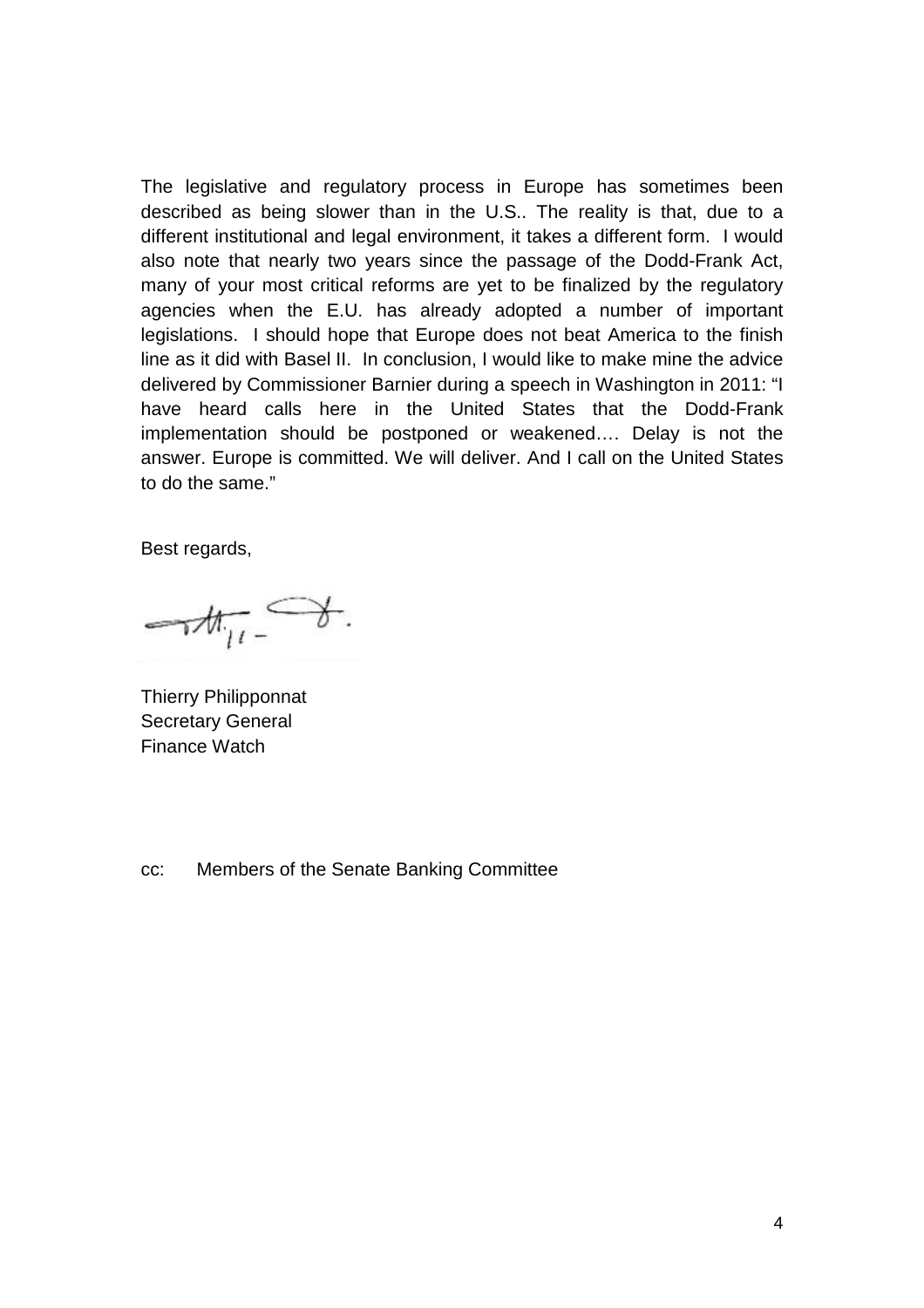The legislative and regulatory process in Europe has sometimes been described as being slower than in the U.S.. The reality is that, due to a different institutional and legal environment, it takes a different form. I would also note that nearly two years since the passage of the Dodd-Frank Act, many of your most critical reforms are yet to be finalized by the regulatory agencies when the E.U. has already adopted a number of important legislations. I should hope that Europe does not beat America to the finish line as it did with Basel II. In conclusion, I would like to make mine the advice delivered by Commissioner Barnier during a speech in Washington in 2011: "I have heard calls here in the United States that the Dodd-Frank implementation should be postponed or weakened…. Delay is not the answer. Europe is committed. We will deliver. And I call on the United States to do the same."

Best regards,

Thierry Philipponnat
Secretary General
Finance Watch

cc: Members of the Senate Banking Committee